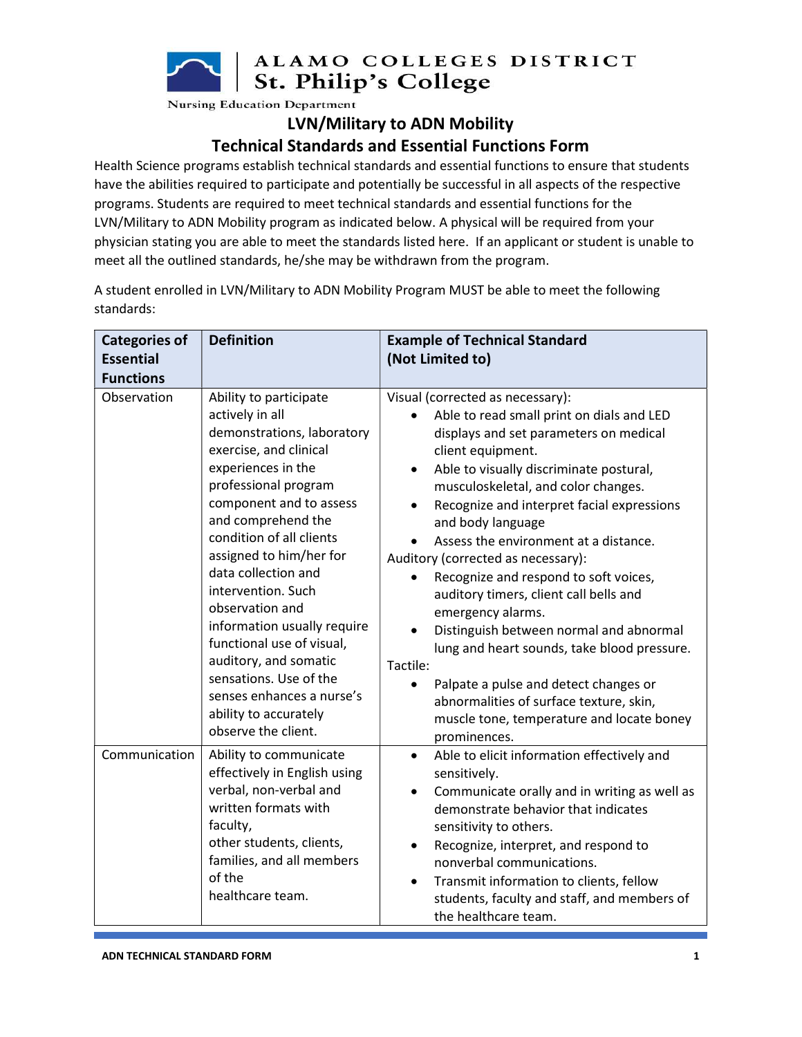ALAMO COLLEGES DISTRICT
St. Philip's College
Nursing Education Department

# LVN/Military to ADN Mobility
## Technical Standards and Essential Functions Form

Health Science programs establish technical standards and essential functions to ensure that students have the abilities required to participate and potentially be successful in all aspects of the respective programs. Students are required to meet technical standards and essential functions for the LVN/Military to ADN Mobility program as indicated below. A physical will be required from your physician stating you are able to meet the standards listed here. If an applicant or student is unable to meet all the outlined standards, he/she may be withdrawn from the program.

A student enrolled in LVN/Military to ADN Mobility Program MUST be able to meet the following standards:

| Categories of Essential Functions | Definition | Example of Technical Standard (Not Limited to) |
|---|---|---|
| Observation | Ability to participate actively in all demonstrations, laboratory exercise, and clinical experiences in the professional program component and to assess and comprehend the condition of all clients assigned to him/her for data collection and intervention. Such observation and information usually require functional use of visual, auditory, and somatic sensations. Use of the senses enhances a nurse's ability to accurately observe the client. | Visual (corrected as necessary):<br>• Able to read small print on dials and LED displays and set parameters on medical client equipment.<br>• Able to visually discriminate postural, musculoskeletal, and color changes.<br>• Recognize and interpret facial expressions and body language<br>• Assess the environment at a distance.<br>Auditory (corrected as necessary):<br>• Recognize and respond to soft voices, auditory timers, client call bells and emergency alarms.<br>• Distinguish between normal and abnormal lung and heart sounds, take blood pressure.<br>Tactile:<br>• Palpate a pulse and detect changes or abnormalities of surface texture, skin, muscle tone, temperature and locate boney prominences. |
| Communication | Ability to communicate effectively in English using verbal, non-verbal and written formats with faculty, other students, clients, families, and all members of the healthcare team. | • Able to elicit information effectively and sensitively.<br>• Communicate orally and in writing as well as demonstrate behavior that indicates sensitivity to others.<br>• Recognize, interpret, and respond to nonverbal communications.<br>• Transmit information to clients, fellow students, faculty and staff, and members of the healthcare team. |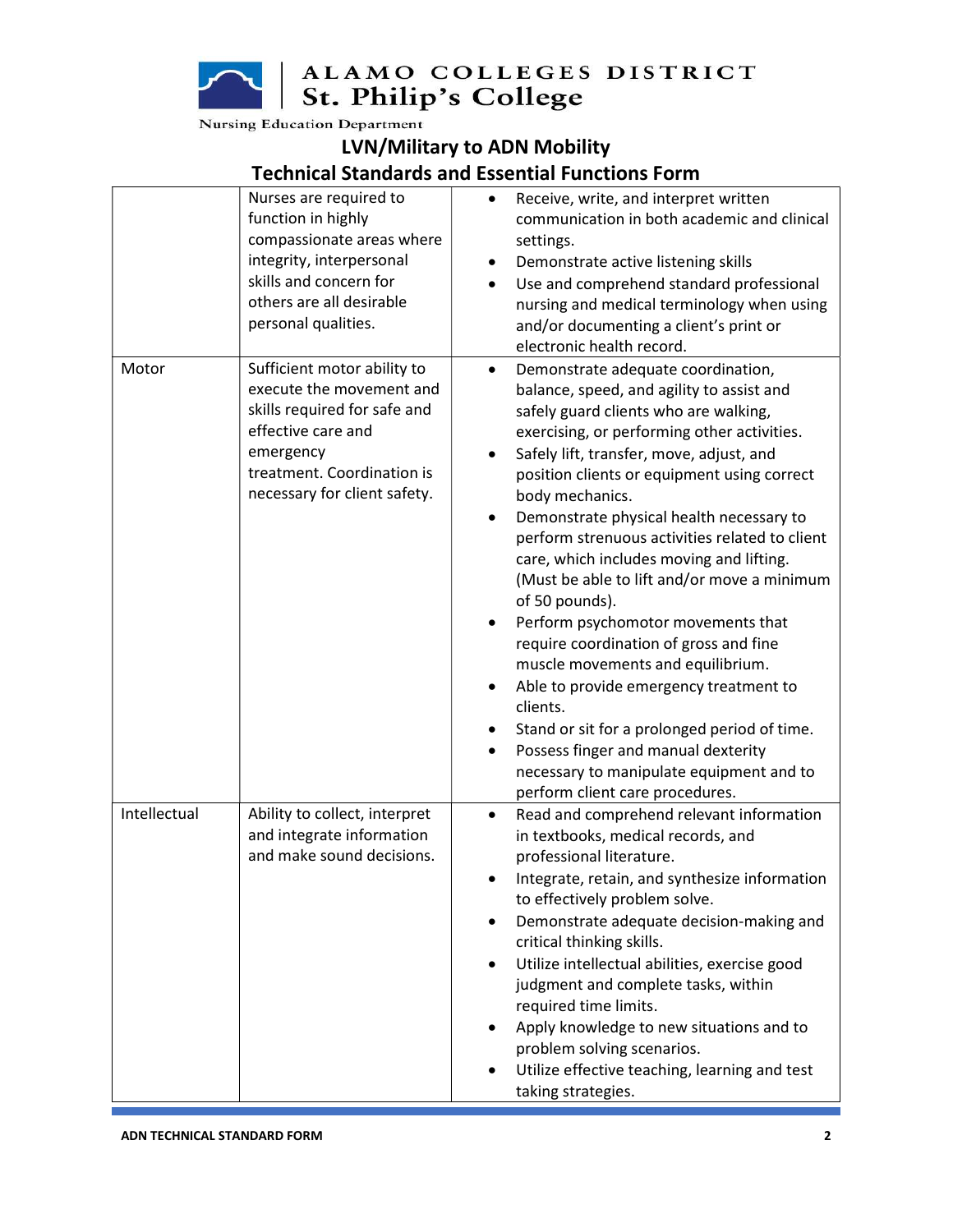ALAMO COLLEGES DISTRICT
St. Philip's College
Nursing Education Department

## LVN/Military to ADN Mobility

## Technical Standards and Essential Functions Form

| | | |
|---|---|---|
| | Nurses are required to function in highly compassionate areas where integrity, interpersonal skills and concern for others are all desirable personal qualities. | • Receive, write, and interpret written communication in both academic and clinical settings. • Demonstrate active listening skills • Use and comprehend standard professional nursing and medical terminology when using and/or documenting a client's print or electronic health record. |
| Motor | Sufficient motor ability to execute the movement and skills required for safe and effective care and emergency treatment. Coordination is necessary for client safety. | • Demonstrate adequate coordination, balance, speed, and agility to assist and safely guard clients who are walking, exercising, or performing other activities. • Safely lift, transfer, move, adjust, and position clients or equipment using correct body mechanics. • Demonstrate physical health necessary to perform strenuous activities related to client care, which includes moving and lifting. (Must be able to lift and/or move a minimum of 50 pounds). • Perform psychomotor movements that require coordination of gross and fine muscle movements and equilibrium. • Able to provide emergency treatment to clients. • Stand or sit for a prolonged period of time. • Possess finger and manual dexterity necessary to manipulate equipment and to perform client care procedures. |
| Intellectual | Ability to collect, interpret and integrate information and make sound decisions. | • Read and comprehend relevant information in textbooks, medical records, and professional literature. • Integrate, retain, and synthesize information to effectively problem solve. • Demonstrate adequate decision-making and critical thinking skills. • Utilize intellectual abilities, exercise good judgment and complete tasks, within required time limits. • Apply knowledge to new situations and to problem solving scenarios. • Utilize effective teaching, learning and test taking strategies. |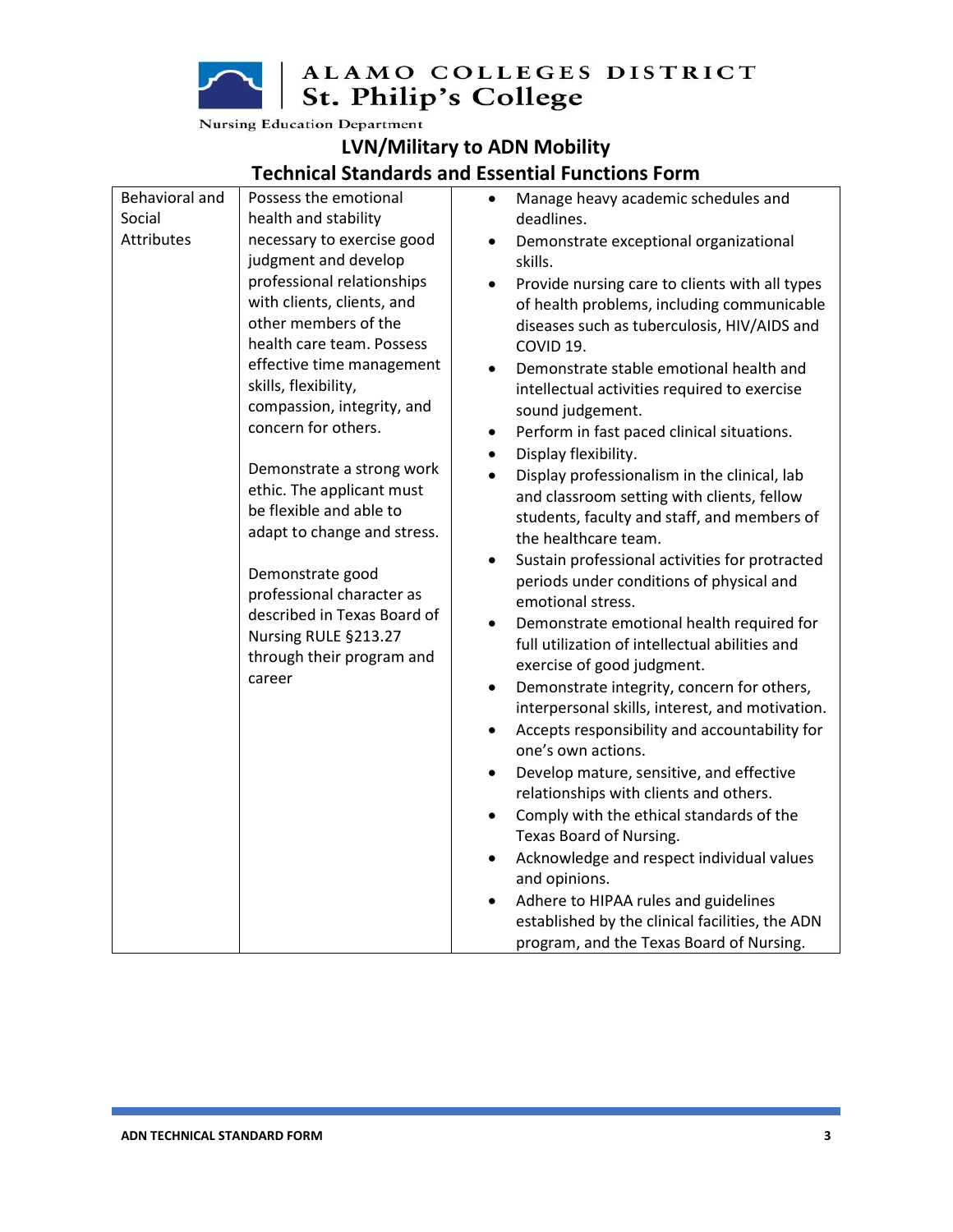## LVN/Military to ADN Mobility

## Technical Standards and Essential Functions Form

| | | |
|---|---|---|
| Behavioral and Social Attributes | Possess the emotional health and stability necessary to exercise good judgment and develop professional relationships with clients, clients, and other members of the health care team. Possess effective time management skills, flexibility, compassion, integrity, and concern for others.<br><br>Demonstrate a strong work ethic. The applicant must be flexible and able to adapt to change and stress.<br><br>Demonstrate good professional character as described in Texas Board of Nursing RULE §213.27 through their program and career | • Manage heavy academic schedules and deadlines.<br>• Demonstrate exceptional organizational skills.<br>• Provide nursing care to clients with all types of health problems, including communicable diseases such as tuberculosis, HIV/AIDS and COVID 19.<br>• Demonstrate stable emotional health and intellectual activities required to exercise sound judgement.<br>• Perform in fast paced clinical situations.<br>• Display flexibility.<br>• Display professionalism in the clinical, lab and classroom setting with clients, fellow students, faculty and staff, and members of the healthcare team.<br>• Sustain professional activities for protracted periods under conditions of physical and emotional stress.<br>• Demonstrate emotional health required for full utilization of intellectual abilities and exercise of good judgment.<br>• Demonstrate integrity, concern for others, interpersonal skills, interest, and motivation.<br>• Accepts responsibility and accountability for one's own actions.<br>• Develop mature, sensitive, and effective relationships with clients and others.<br>• Comply with the ethical standards of the Texas Board of Nursing.<br>• Acknowledge and respect individual values and opinions.<br>• Adhere to HIPAA rules and guidelines established by the clinical facilities, the ADN program, and the Texas Board of Nursing. |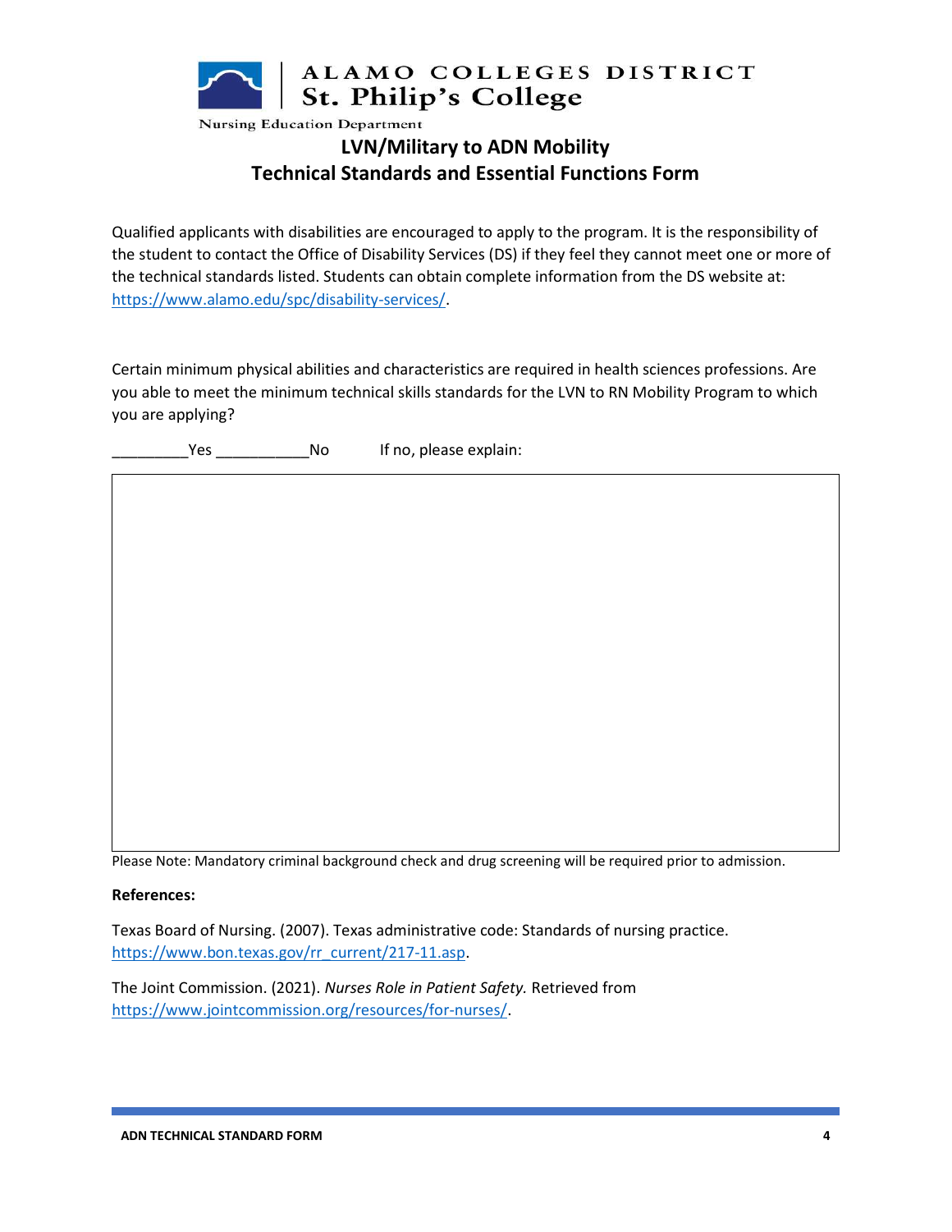ALAMO COLLEGES DISTRICT
St. Philip's College
Nursing Education Department

# LVN/Military to ADN Mobility
# Technical Standards and Essential Functions Form

Qualified applicants with disabilities are encouraged to apply to the program. It is the responsibility of the student to contact the Office of Disability Services (DS) if they feel they cannot meet one or more of the technical standards listed. Students can obtain complete information from the DS website at: https://www.alamo.edu/spc/disability-services/.

Certain minimum physical abilities and characteristics are required in health sciences professions. Are you able to meet the minimum technical skills standards for the LVN to RN Mobility Program to which you are applying?

_________Yes ___________No If no, please explain:

| |
|---|
| |

Please Note: Mandatory criminal background check and drug screening will be required prior to admission.

**References:**

Texas Board of Nursing. (2007). Texas administrative code: Standards of nursing practice. https://www.bon.texas.gov/rr_current/217-11.asp.

The Joint Commission. (2021). *Nurses Role in Patient Safety.* Retrieved from https://www.jointcommission.org/resources/for-nurses/.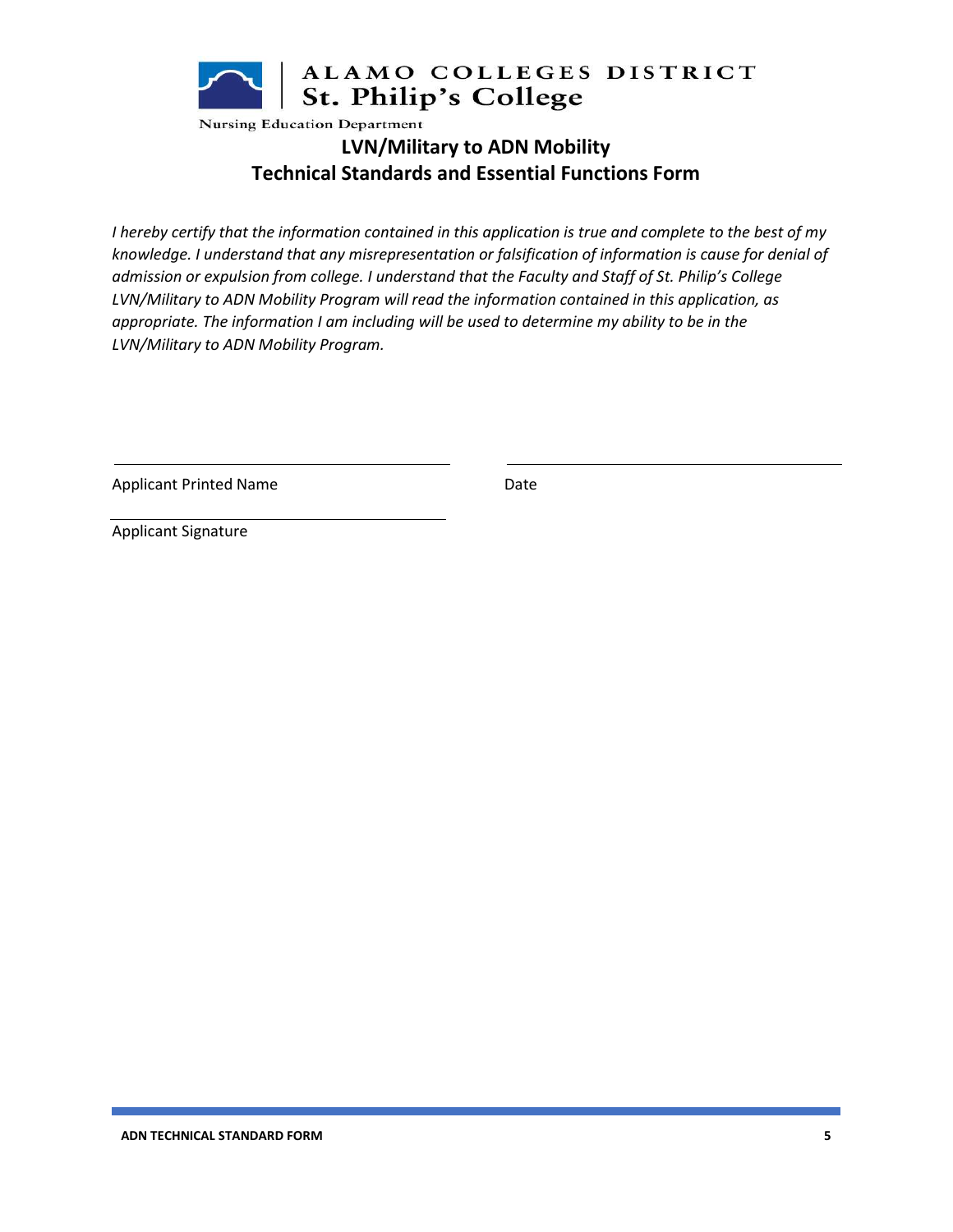ALAMO COLLEGES DISTRICT
St. Philip's College
Nursing Education Department

# LVN/Military to ADN Mobility
# Technical Standards and Essential Functions Form

*I hereby certify that the information contained in this application is true and complete to the best of my knowledge. I understand that any misrepresentation or falsification of information is cause for denial of admission or expulsion from college. I understand that the Faculty and Staff of St. Philip's College LVN/Military to ADN Mobility Program will read the information contained in this application, as appropriate. The information I am including will be used to determine my ability to be in the LVN/Military to ADN Mobility Program.*

\_\_\_\_\_\_\_\_\_\_\_\_\_\_\_\_\_\_\_\_\_\_\_\_\_\_\_\_\_\_\_\_\_\_\_\_ \_\_\_\_\_\_\_\_\_\_\_\_\_\_\_\_\_\_\_\_\_\_\_\_\_\_\_\_\_\_\_\_\_\_\_\_

Applicant Printed Name Date

\_\_\_\_\_\_\_\_\_\_\_\_\_\_\_\_\_\_\_\_\_\_\_\_\_\_\_\_\_\_\_\_\_\_\_\_

Applicant Signature